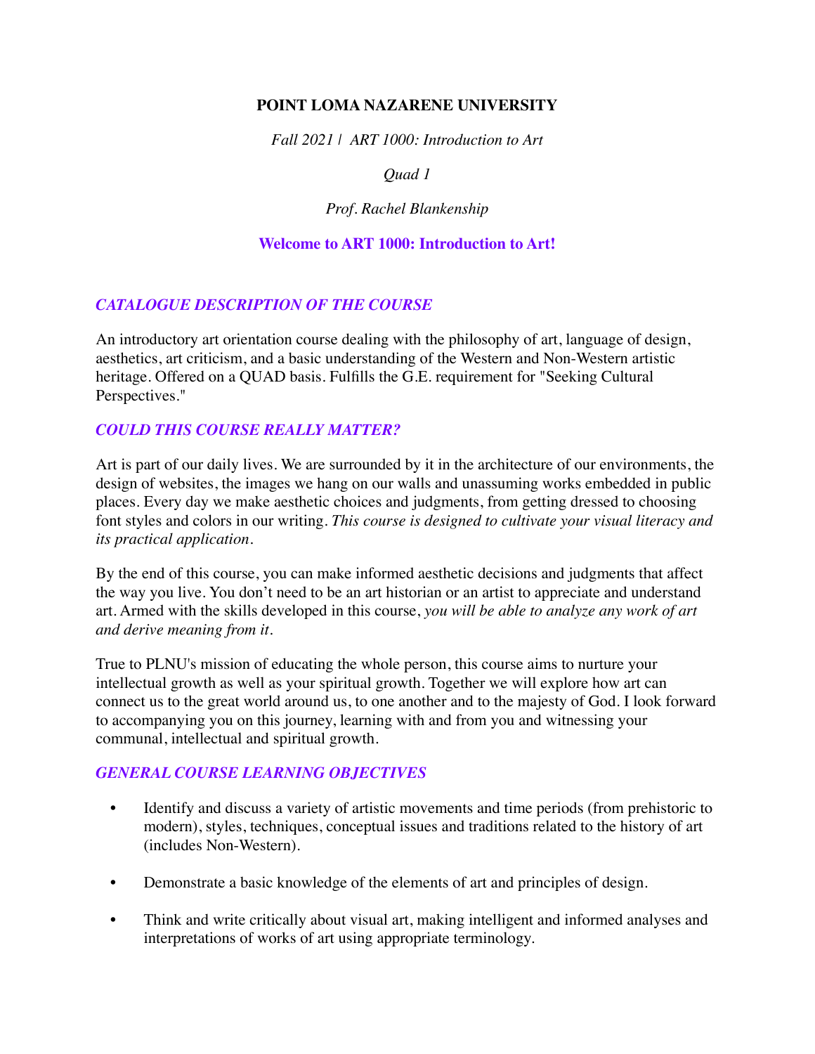**POINT LOMA NAZARENE UNIVERSITY**

*Fall 2021 | ART 1000: Introduction to Art*

*Quad 1*

*Prof. Rachel Blankenship*

# Welcome to ART 1000: Introduction to Art!

## *CATALOGUE DESCRIPTION OF THE COURSE*

An introductory art orientation course dealing with the philosophy of art, language of design, aesthetics, art criticism, and a basic understanding of the Western and Non-Western artistic heritage. Offered on a QUAD basis. Fulfills the G.E. requirement for "Seeking Cultural Perspectives."

## *COULD THIS COURSE REALLY MATTER?*

Art is part of our daily lives. We are surrounded by it in the architecture of our environments, the design of websites, the images we hang on our walls and unassuming works embedded in public places. Every day we make aesthetic choices and judgments, from getting dressed to choosing font styles and colors in our writing. *This course is designed to cultivate your visual literacy and its practical application.*

By the end of this course, you can make informed aesthetic decisions and judgments that affect the way you live. You don't need to be an art historian or an artist to appreciate and understand art. Armed with the skills developed in this course, *you will be able to analyze any work of art and derive meaning from it.*

True to PLNU's mission of educating the whole person, this course aims to nurture your intellectual growth as well as your spiritual growth. Together we will explore how art can connect us to the great world around us, to one another and to the majesty of God. I look forward to accompanying you on this journey, learning with and from you and witnessing your communal, intellectual and spiritual growth.

## *GENERAL COURSE LEARNING OBJECTIVES*

- Identify and discuss a variety of artistic movements and time periods (from prehistoric to modern), styles, techniques, conceptual issues and traditions related to the history of art (includes Non-Western).
- Demonstrate a basic knowledge of the elements of art and principles of design.
- Think and write critically about visual art, making intelligent and informed analyses and interpretations of works of art using appropriate terminology.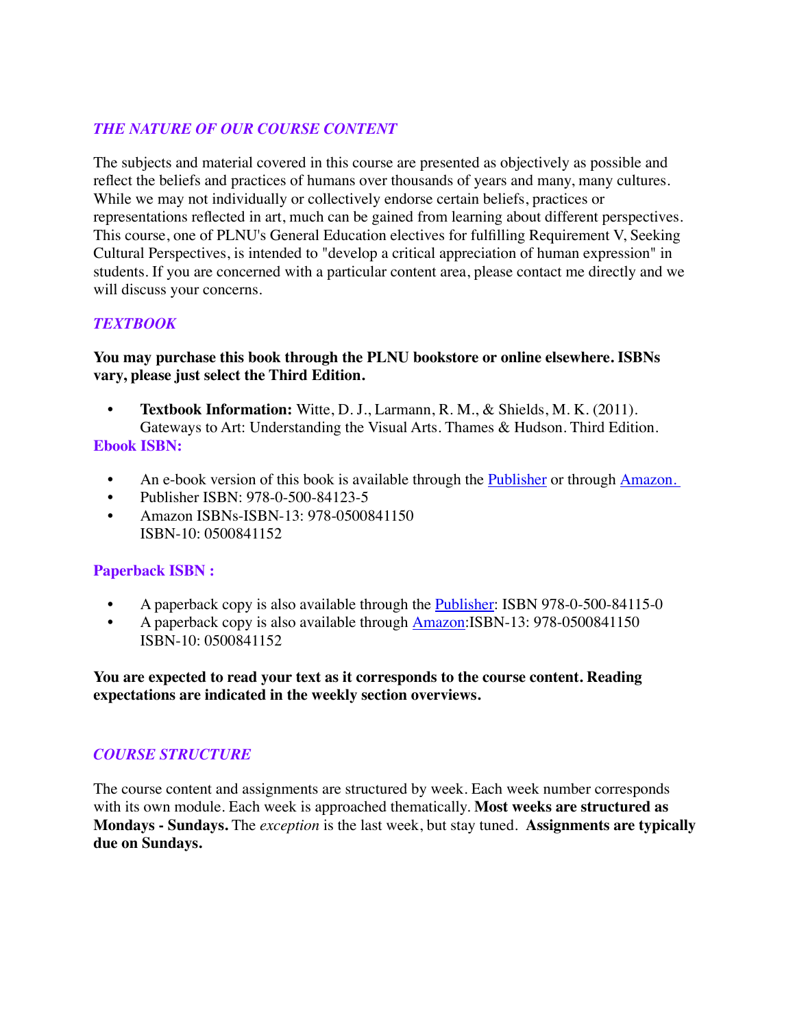### *THE NATURE OF OUR COURSE CONTENT*

The subjects and material covered in this course are presented as objectively as possible and reflect the beliefs and practices of humans over thousands of years and many, many cultures. While we may not individually or collectively endorse certain beliefs, practices or representations reflected in art, much can be gained from learning about different perspectives. This course, one of PLNU's General Education electives for fulfilling Requirement V, Seeking Cultural Perspectives, is intended to "develop a critical appreciation of human expression" in students. If you are concerned with a particular content area, please contact me directly and we will discuss your concerns.

### *TEXTBOOK*

**You may purchase this book through the PLNU bookstore or online elsewhere. ISBNs vary, please just select the Third Edition.**

- **Textbook Information:** Witte, D. J., Larmann, R. M., & Shields, M. K. (2011). Gateways to Art: Understanding the Visual Arts. Thames & Hudson. Third Edition.

**Ebook ISBN:**

- An e-book version of this book is available through the Publisher or through Amazon.
- Publisher ISBN: 978-0-500-84123-5
- Amazon ISBNs-ISBN-13: 978-0500841150
  ISBN-10: 0500841152

**Paperback ISBN :**

- A paperback copy is also available through the Publisher: ISBN 978-0-500-84115-0
- A paperback copy is also available through Amazon:ISBN-13: 978-0500841150
  ISBN-10: 0500841152

**You are expected to read your text as it corresponds to the course content. Reading expectations are indicated in the weekly section overviews.**

### *COURSE STRUCTURE*

The course content and assignments are structured by week. Each week number corresponds with its own module. Each week is approached thematically. **Most weeks are structured as Mondays - Sundays.** The *exception* is the last week, but stay tuned. **Assignments are typically due on Sundays.**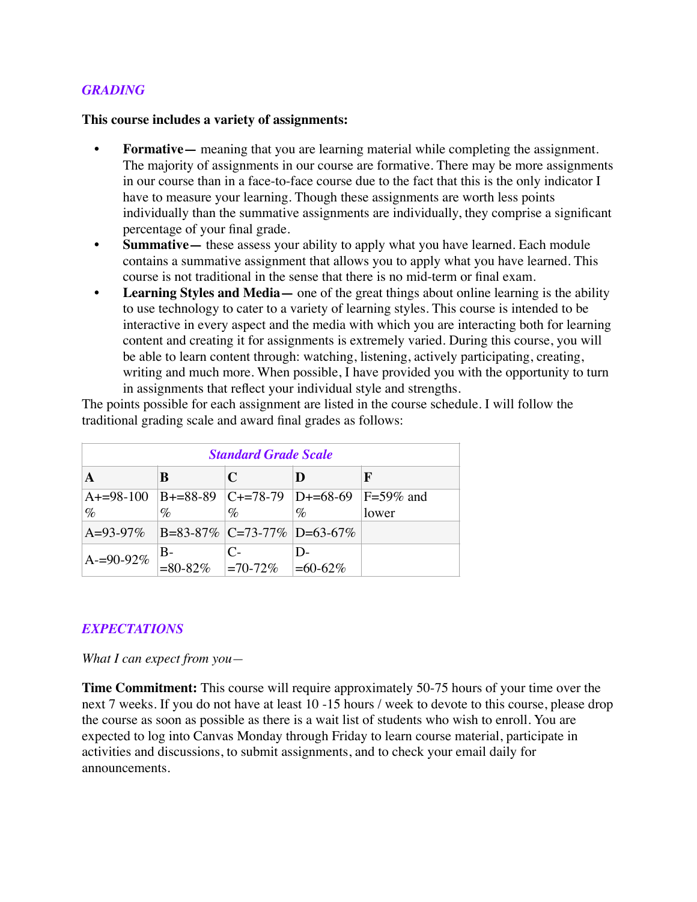## *GRADING*

**This course includes a variety of assignments:**

- **Formative—** meaning that you are learning material while completing the assignment. The majority of assignments in our course are formative. There may be more assignments in our course than in a face-to-face course due to the fact that this is the only indicator I have to measure your learning. Though these assignments are worth less points individually than the summative assignments are individually, they comprise a significant percentage of your final grade.
- **Summative—** these assess your ability to apply what you have learned. Each module contains a summative assignment that allows you to apply what you have learned. This course is not traditional in the sense that there is no mid-term or final exam.
- **Learning Styles and Media—** one of the great things about online learning is the ability to use technology to cater to a variety of learning styles. This course is intended to be interactive in every aspect and the media with which you are interacting both for learning content and creating it for assignments is extremely varied. During this course, you will be able to learn content through: watching, listening, actively participating, creating, writing and much more. When possible, I have provided you with the opportunity to turn in assignments that reflect your individual style and strengths.

The points possible for each assignment are listed in the course schedule. I will follow the traditional grading scale and award final grades as follows:

| *Standard Grade Scale* | | | | |
|---|---|---|---|---|
| **A** | **B** | **C** | **D** | **F** |
| A+=98-100 % | B+=88-89 % | C+=78-79 % | D+=68-69 % | F=59% and lower |
| A=93-97% | B=83-87% | C=73-77% | D=63-67% | |
| A-=90-92% | B-=80-82% | C-=70-72% | D-=60-62% | |

## *EXPECTATIONS*

*What I can expect from you—*

**Time Commitment:** This course will require approximately 50-75 hours of your time over the next 7 weeks. If you do not have at least 10 -15 hours / week to devote to this course, please drop the course as soon as possible as there is a wait list of students who wish to enroll. You are expected to log into Canvas Monday through Friday to learn course material, participate in activities and discussions, to submit assignments, and to check your email daily for announcements.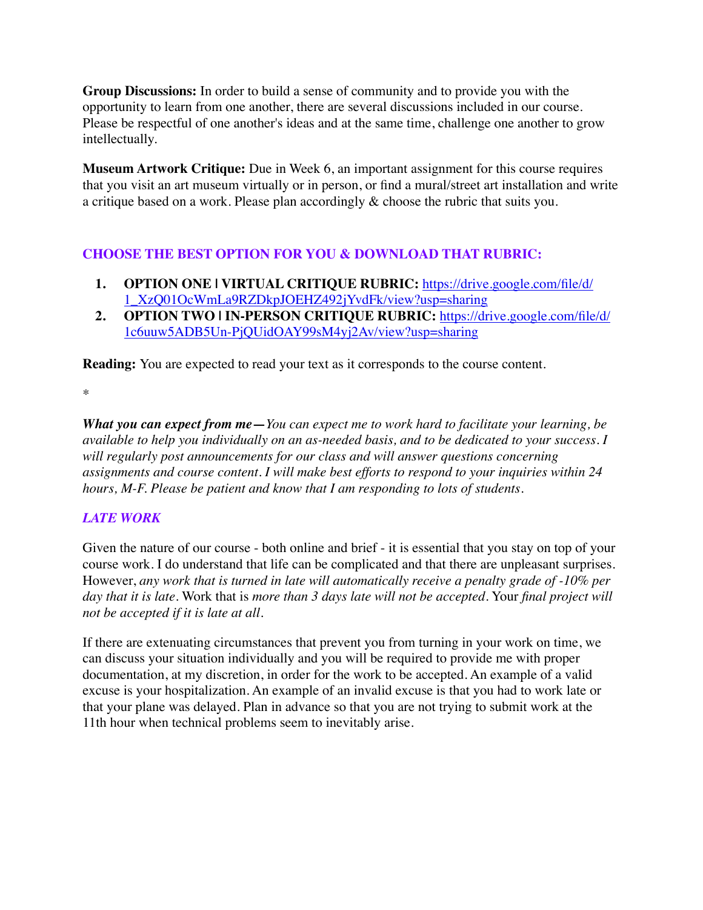**Group Discussions:** In order to build a sense of community and to provide you with the opportunity to learn from one another, there are several discussions included in our course. Please be respectful of one another's ideas and at the same time, challenge one another to grow intellectually.

**Museum Artwork Critique:** Due in Week 6, an important assignment for this course requires that you visit an art museum virtually or in person, or find a mural/street art installation and write a critique based on a work. Please plan accordingly & choose the rubric that suits you.

### CHOOSE THE BEST OPTION FOR YOU & DOWNLOAD THAT RUBRIC:

1. **OPTION ONE | VIRTUAL CRITIQUE RUBRIC:** https://drive.google.com/file/d/1_XzQ01OcWmLa9RZDkpJOEHZ492jYvdFk/view?usp=sharing
2. **OPTION TWO | IN-PERSON CRITIQUE RUBRIC:** https://drive.google.com/file/d/1c6uuw5ADB5Un-PjQUidOAY99sM4yj2Av/view?usp=sharing

**Reading:** You are expected to read your text as it corresponds to the course content.

*

***What you can expect from me—****You can expect me to work hard to facilitate your learning, be available to help you individually on an as-needed basis, and to be dedicated to your success. I will regularly post announcements for our class and will answer questions concerning assignments and course content. I will make best efforts to respond to your inquiries within 24 hours, M-F. Please be patient and know that I am responding to lots of students.*

### *LATE WORK*

Given the nature of our course - both online and brief - it is essential that you stay on top of your course work. I do understand that life can be complicated and that there are unpleasant surprises. However, *any work that is turned in late will automatically receive a penalty grade of -10% per day that it is late*. Work that is *more than 3 days late will not be accepted*. Your *final project will not be accepted if it is late at all*.

If there are extenuating circumstances that prevent you from turning in your work on time, we can discuss your situation individually and you will be required to provide me with proper documentation, at my discretion, in order for the work to be accepted. An example of a valid excuse is your hospitalization. An example of an invalid excuse is that you had to work late or that your plane was delayed. Plan in advance so that you are not trying to submit work at the 11th hour when technical problems seem to inevitably arise.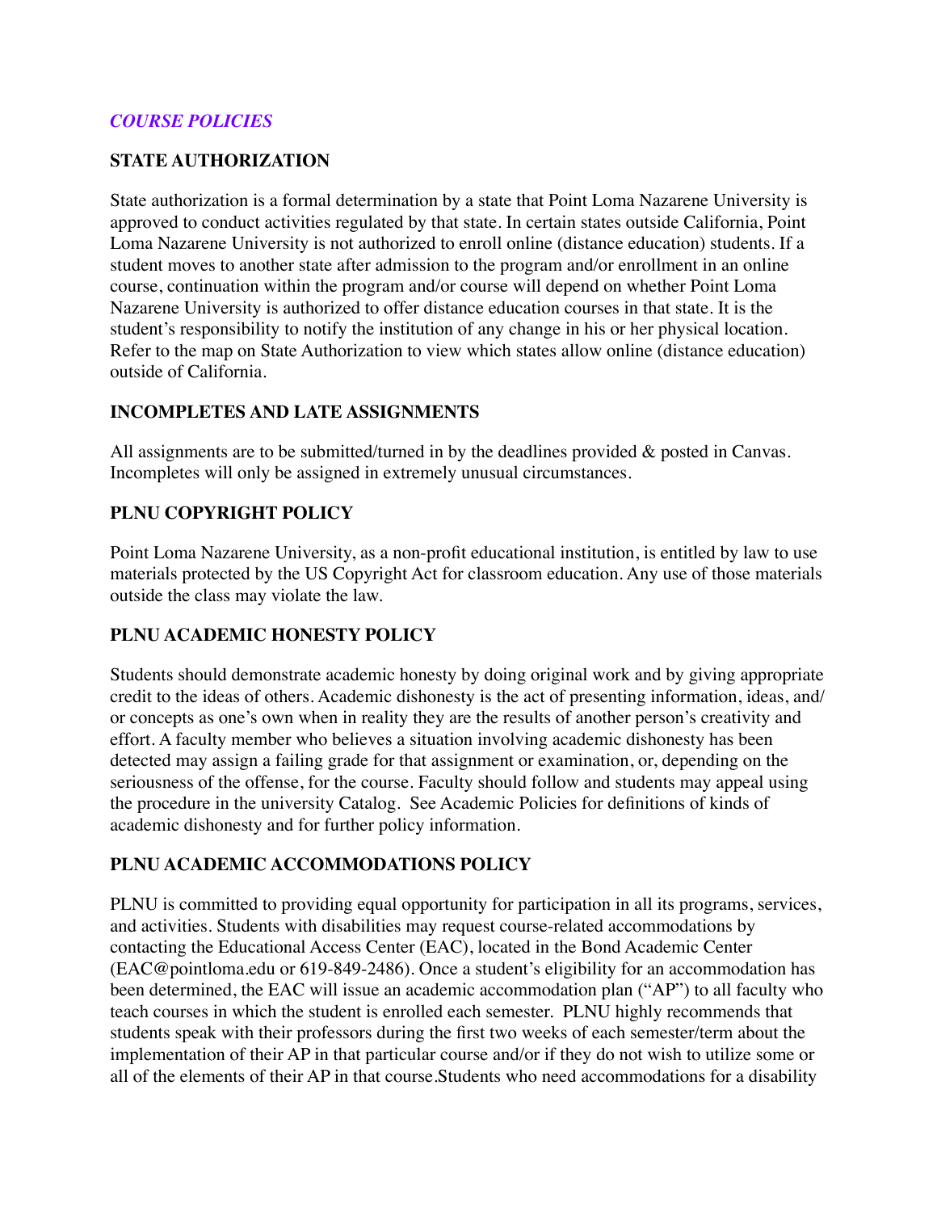## *COURSE POLICIES*

### STATE AUTHORIZATION

State authorization is a formal determination by a state that Point Loma Nazarene University is approved to conduct activities regulated by that state. In certain states outside California, Point Loma Nazarene University is not authorized to enroll online (distance education) students. If a student moves to another state after admission to the program and/or enrollment in an online course, continuation within the program and/or course will depend on whether Point Loma Nazarene University is authorized to offer distance education courses in that state. It is the student's responsibility to notify the institution of any change in his or her physical location. Refer to the map on State Authorization to view which states allow online (distance education) outside of California.

### INCOMPLETES AND LATE ASSIGNMENTS

All assignments are to be submitted/turned in by the deadlines provided & posted in Canvas. Incompletes will only be assigned in extremely unusual circumstances.

### PLNU COPYRIGHT POLICY

Point Loma Nazarene University, as a non-profit educational institution, is entitled by law to use materials protected by the US Copyright Act for classroom education. Any use of those materials outside the class may violate the law.

### PLNU ACADEMIC HONESTY POLICY

Students should demonstrate academic honesty by doing original work and by giving appropriate credit to the ideas of others. Academic dishonesty is the act of presenting information, ideas, and/or concepts as one's own when in reality they are the results of another person's creativity and effort. A faculty member who believes a situation involving academic dishonesty has been detected may assign a failing grade for that assignment or examination, or, depending on the seriousness of the offense, for the course. Faculty should follow and students may appeal using the procedure in the university Catalog. See Academic Policies for definitions of kinds of academic dishonesty and for further policy information.

### PLNU ACADEMIC ACCOMMODATIONS POLICY

PLNU is committed to providing equal opportunity for participation in all its programs, services, and activities. Students with disabilities may request course-related accommodations by contacting the Educational Access Center (EAC), located in the Bond Academic Center (EAC@pointloma.edu or 619-849-2486). Once a student's eligibility for an accommodation has been determined, the EAC will issue an academic accommodation plan ("AP") to all faculty who teach courses in which the student is enrolled each semester. PLNU highly recommends that students speak with their professors during the first two weeks of each semester/term about the implementation of their AP in that particular course and/or if they do not wish to utilize some or all of the elements of their AP in that course.Students who need accommodations for a disability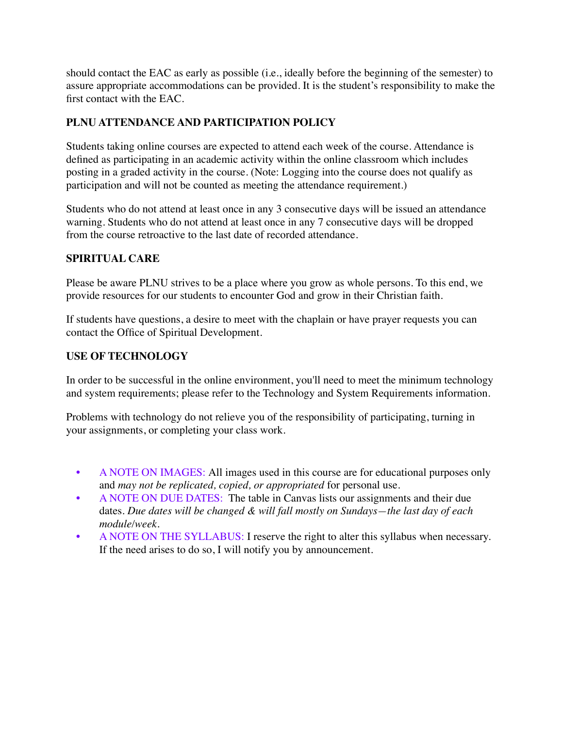should contact the EAC as early as possible (i.e., ideally before the beginning of the semester) to assure appropriate accommodations can be provided. It is the student's responsibility to make the first contact with the EAC.

**PLNU ATTENDANCE AND PARTICIPATION POLICY**

Students taking online courses are expected to attend each week of the course. Attendance is defined as participating in an academic activity within the online classroom which includes posting in a graded activity in the course. (Note: Logging into the course does not qualify as participation and will not be counted as meeting the attendance requirement.)

Students who do not attend at least once in any 3 consecutive days will be issued an attendance warning. Students who do not attend at least once in any 7 consecutive days will be dropped from the course retroactive to the last date of recorded attendance.

**SPIRITUAL CARE**

Please be aware PLNU strives to be a place where you grow as whole persons. To this end, we provide resources for our students to encounter God and grow in their Christian faith.

If students have questions, a desire to meet with the chaplain or have prayer requests you can contact the Office of Spiritual Development.

**USE OF TECHNOLOGY**

In order to be successful in the online environment, you'll need to meet the minimum technology and system requirements; please refer to the Technology and System Requirements information.

Problems with technology do not relieve you of the responsibility of participating, turning in your assignments, or completing your class work.

- A NOTE ON IMAGES: All images used in this course are for educational purposes only and *may not be replicated, copied, or appropriated* for personal use.
- A NOTE ON DUE DATES: The table in Canvas lists our assignments and their due dates. *Due dates will be changed & will fall mostly on Sundays—the last day of each module/week.*
- A NOTE ON THE SYLLABUS: I reserve the right to alter this syllabus when necessary. If the need arises to do so, I will notify you by announcement.